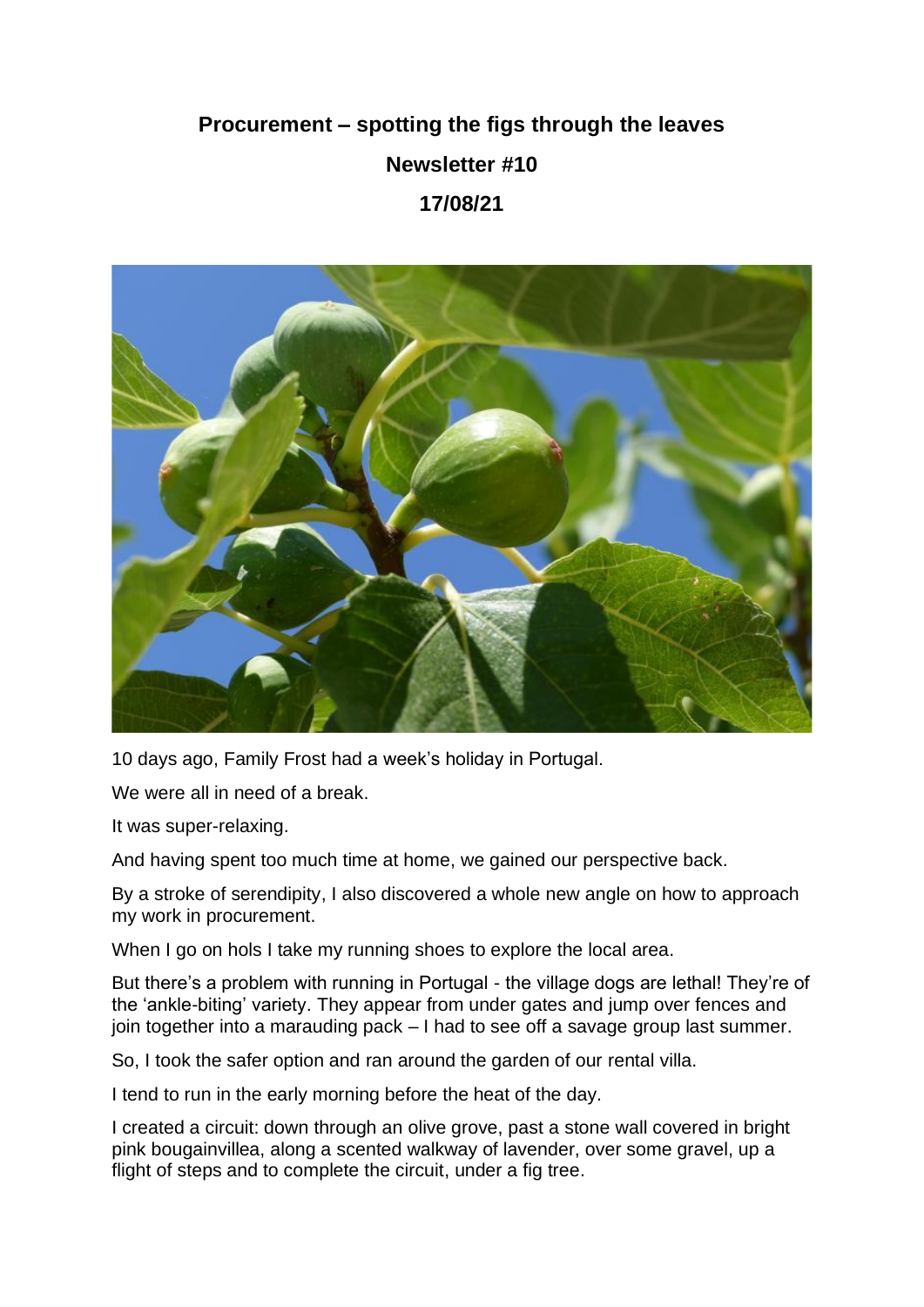**Procurement – spotting the figs through the leaves**

**Newsletter #10**

**17/08/21**

10 days ago, Family Frost had a week's holiday in Portugal.

We were all in need of a break.

It was super-relaxing.

And having spent too much time at home, we gained our perspective back.

By a stroke of serendipity, I also discovered a whole new angle on how to approach my work in procurement.

When I go on hols I take my running shoes to explore the local area.

But there's a problem with running in Portugal - the village dogs are lethal! They're of the 'ankle-biting' variety. They appear from under gates and jump over fences and join together into a marauding pack – I had to see off a savage group last summer.

So, I took the safer option and ran around the garden of our rental villa.

I tend to run in the early morning before the heat of the day.

I created a circuit: down through an olive grove, past a stone wall covered in bright pink bougainvillea, along a scented walkway of lavender, over some gravel, up a flight of steps and to complete the circuit, under a fig tree.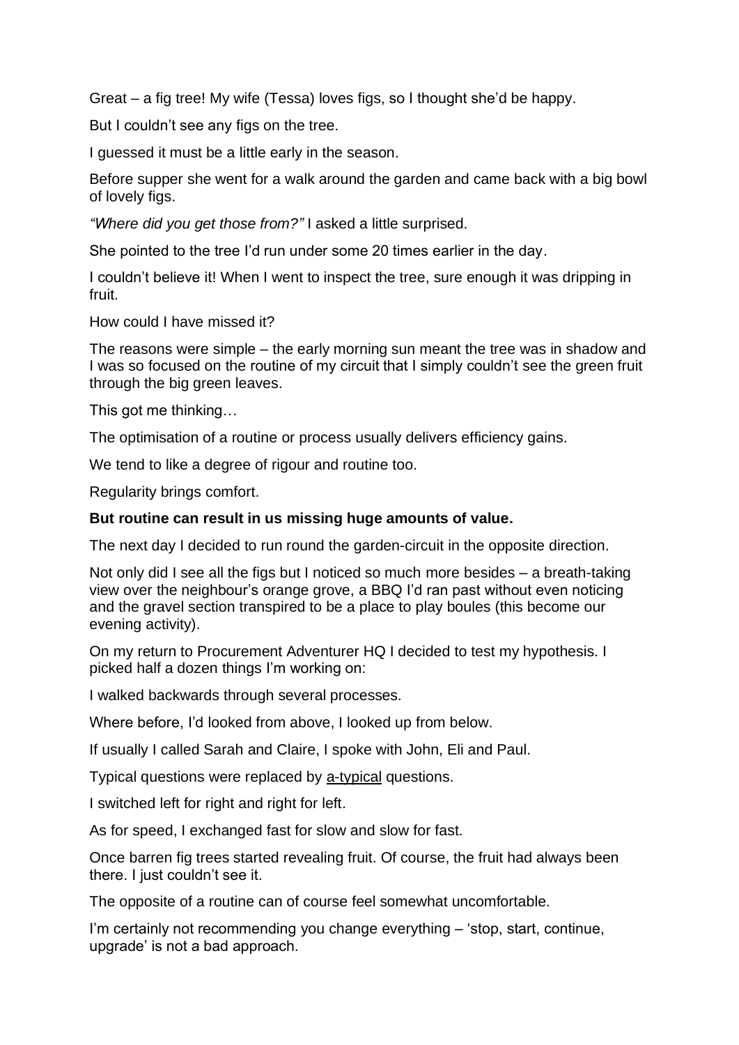Great – a fig tree! My wife (Tessa) loves figs, so I thought she'd be happy.

But I couldn't see any figs on the tree.

I guessed it must be a little early in the season.

Before supper she went for a walk around the garden and came back with a big bowl of lovely figs.

*"Where did you get those from?"* I asked a little surprised.

She pointed to the tree I'd run under some 20 times earlier in the day.

I couldn't believe it! When I went to inspect the tree, sure enough it was dripping in fruit.

How could I have missed it?

The reasons were simple – the early morning sun meant the tree was in shadow and I was so focused on the routine of my circuit that I simply couldn't see the green fruit through the big green leaves.

This got me thinking…

The optimisation of a routine or process usually delivers efficiency gains.

We tend to like a degree of rigour and routine too.

Regularity brings comfort.

**But routine can result in us missing huge amounts of value.**

The next day I decided to run round the garden-circuit in the opposite direction.

Not only did I see all the figs but I noticed so much more besides – a breath-taking view over the neighbour's orange grove, a BBQ I'd ran past without even noticing and the gravel section transpired to be a place to play boules (this become our evening activity).

On my return to Procurement Adventurer HQ I decided to test my hypothesis. I picked half a dozen things I'm working on:

I walked backwards through several processes.

Where before, I'd looked from above, I looked up from below.

If usually I called Sarah and Claire, I spoke with John, Eli and Paul.

Typical questions were replaced by a-typical questions.

I switched left for right and right for left.

As for speed, I exchanged fast for slow and slow for fast.

Once barren fig trees started revealing fruit. Of course, the fruit had always been there. I just couldn't see it.

The opposite of a routine can of course feel somewhat uncomfortable.

I'm certainly not recommending you change everything – 'stop, start, continue, upgrade' is not a bad approach.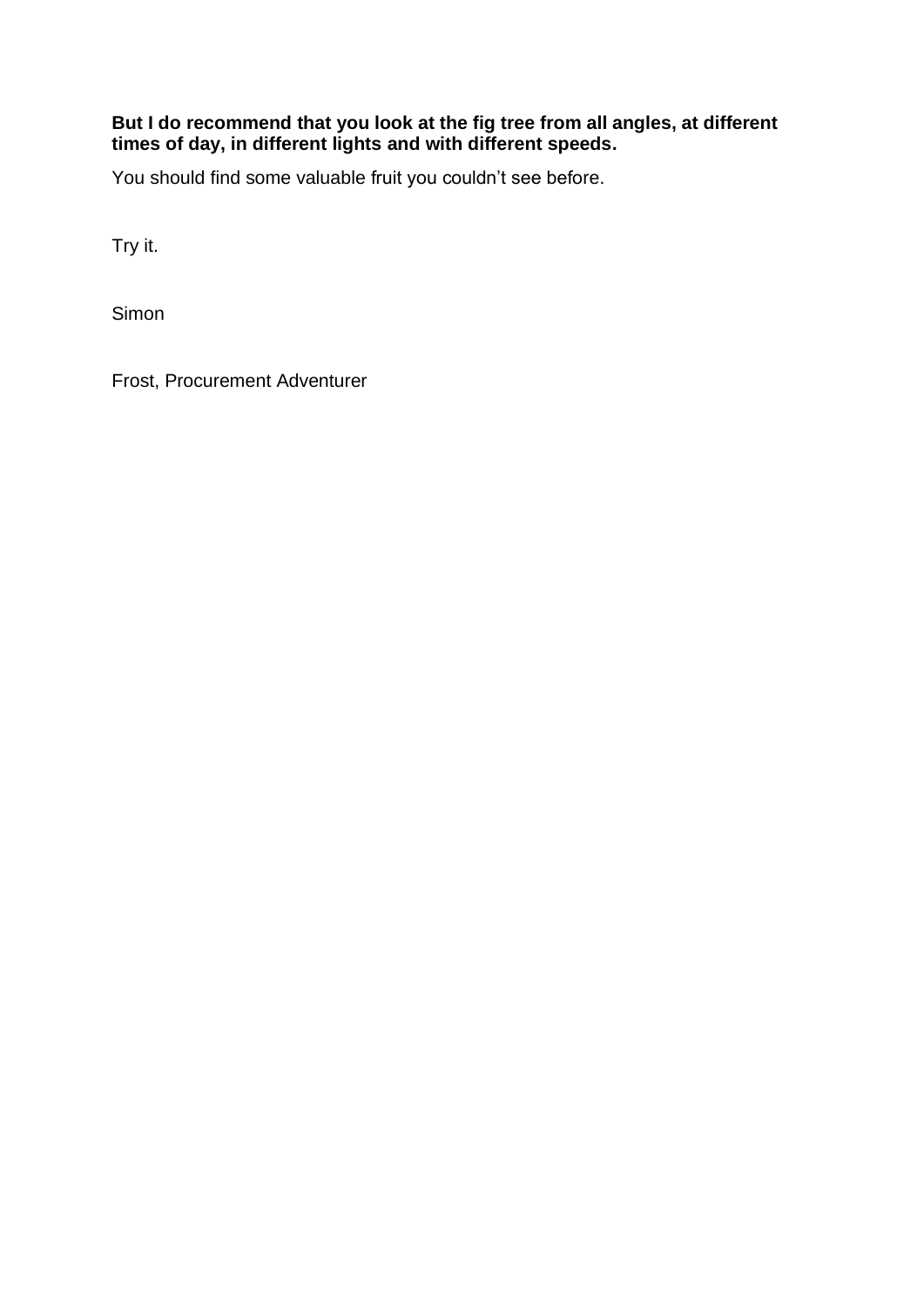**But I do recommend that you look at the fig tree from all angles, at different times of day, in different lights and with different speeds.**

You should find some valuable fruit you couldn’t see before.

Try it.

Simon

Frost, Procurement Adventurer